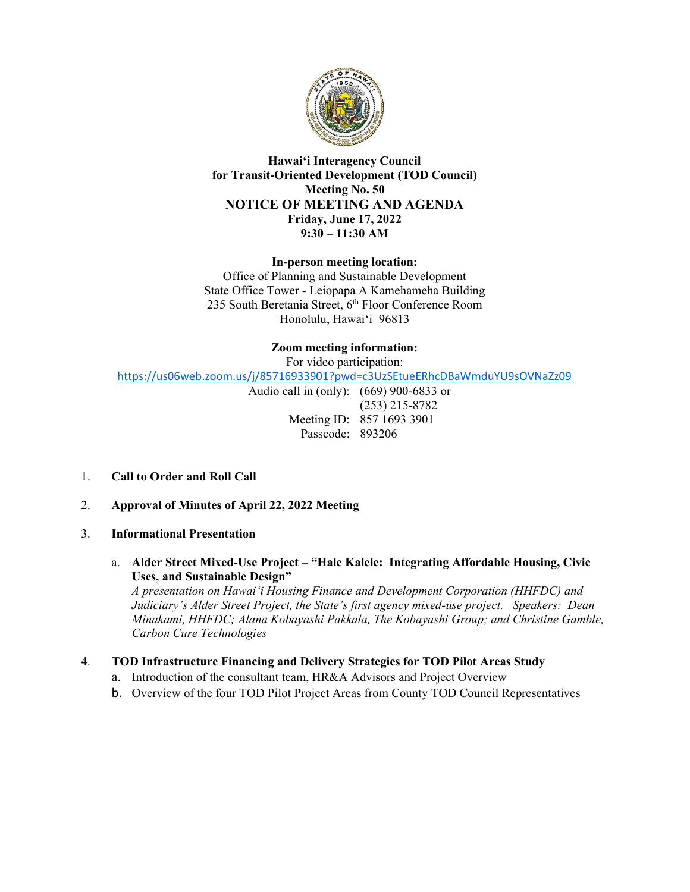**Hawaiʻi Interagency Council**
**for Transit-Oriented Development (TOD Council)**
**Meeting No. 50**
**NOTICE OF MEETING AND AGENDA**
**Friday, June 17, 2022**
**9:30 – 11:30 AM**

**In-person meeting location:**
Office of Planning and Sustainable Development
State Office Tower - Leiopapa A Kamehameha Building
235 South Beretania Street, 6th Floor Conference Room
Honolulu, Hawaiʻi 96813

**Zoom meeting information:**
For video participation:
https://us06web.zoom.us/j/85716933901?pwd=c3UzSEtueERhcDBaWmduYU9sOVNaZz09

Audio call in (only): (669) 900-6833 or
(253) 215-8782
Meeting ID: 857 1693 3901
Passcode: 893206

1. **Call to Order and Roll Call**

2. **Approval of Minutes of April 22, 2022 Meeting**

3. **Informational Presentation**

   a. **Alder Street Mixed-Use Project – "Hale Kalele: Integrating Affordable Housing, Civic Uses, and Sustainable Design"**
   *A presentation on Hawaiʻi Housing Finance and Development Corporation (HHFDC) and Judiciary's Alder Street Project, the State's first agency mixed-use project. Speakers: Dean Minakami, HHFDC; Alana Kobayashi Pakkala, The Kobayashi Group; and Christine Gamble, Carbon Cure Technologies*

4. **TOD Infrastructure Financing and Delivery Strategies for TOD Pilot Areas Study**
   a. Introduction of the consultant team, HR&A Advisors and Project Overview
   b. Overview of the four TOD Pilot Project Areas from County TOD Council Representatives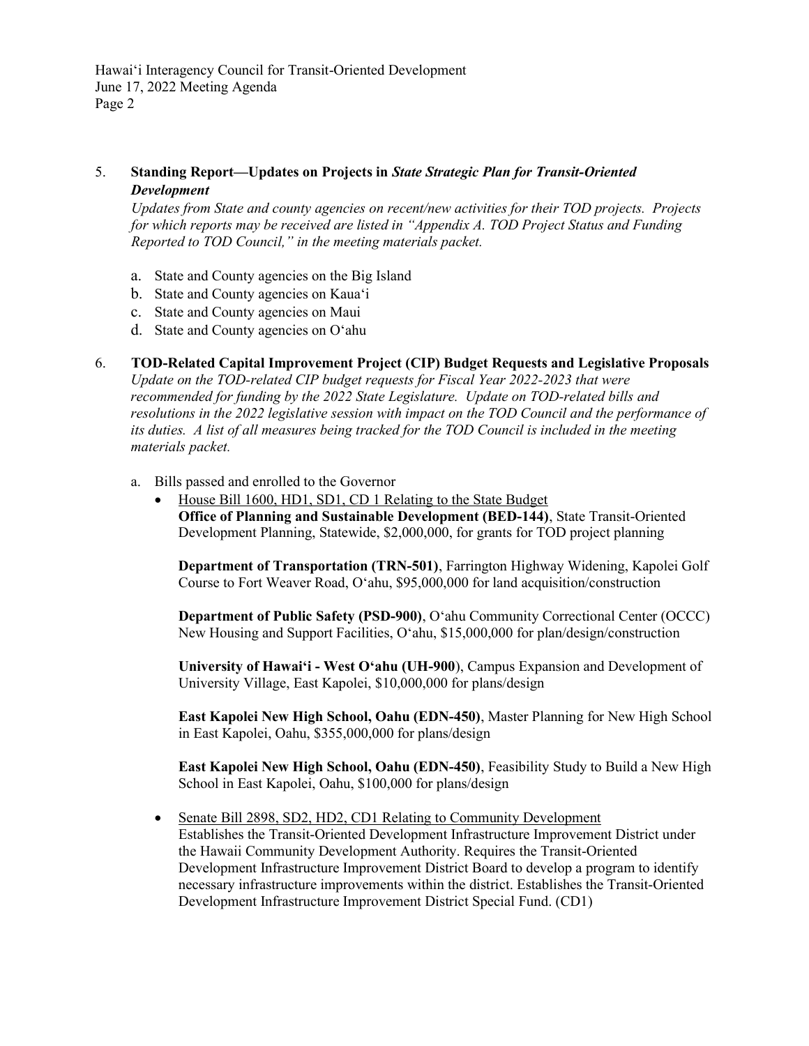5. **Standing Report—Updates on Projects in *State Strategic Plan for Transit-Oriented Development***
   *Updates from State and county agencies on recent/new activities for their TOD projects. Projects for which reports may be received are listed in "Appendix A. TOD Project Status and Funding Reported to TOD Council," in the meeting materials packet.*

   a. State and County agencies on the Big Island
   b. State and County agencies on Kaua'i
   c. State and County agencies on Maui
   d. State and County agencies on O'ahu

6. **TOD-Related Capital Improvement Project (CIP) Budget Requests and Legislative Proposals**
   *Update on the TOD-related CIP budget requests for Fiscal Year 2022-2023 that were recommended for funding by the 2022 State Legislature. Update on TOD-related bills and resolutions in the 2022 legislative session with impact on the TOD Council and the performance of its duties. A list of all measures being tracked for the TOD Council is included in the meeting materials packet.*

   a. Bills passed and enrolled to the Governor

   - <u>House Bill 1600, HD1, SD1, CD 1 Relating to the State Budget</u>
     **Office of Planning and Sustainable Development (BED-144)**, State Transit-Oriented Development Planning, Statewide, $2,000,000, for grants for TOD project planning

     **Department of Transportation (TRN-501)**, Farrington Highway Widening, Kapolei Golf Course to Fort Weaver Road, O'ahu, $95,000,000 for land acquisition/construction

     **Department of Public Safety (PSD-900)**, O'ahu Community Correctional Center (OCCC) New Housing and Support Facilities, O'ahu, $15,000,000 for plan/design/construction

     **University of Hawai'i - West O'ahu (UH-900**), Campus Expansion and Development of University Village, East Kapolei, $10,000,000 for plans/design

     **East Kapolei New High School, Oahu (EDN-450)**, Master Planning for New High School in East Kapolei, Oahu, $355,000,000 for plans/design

     **East Kapolei New High School, Oahu (EDN-450)**, Feasibility Study to Build a New High School in East Kapolei, Oahu, $100,000 for plans/design

   - <u>Senate Bill 2898, SD2, HD2, CD1 Relating to Community Development</u>
     Establishes the Transit-Oriented Development Infrastructure Improvement District under the Hawaii Community Development Authority. Requires the Transit-Oriented Development Infrastructure Improvement District Board to develop a program to identify necessary infrastructure improvements within the district. Establishes the Transit-Oriented Development Infrastructure Improvement District Special Fund. (CD1)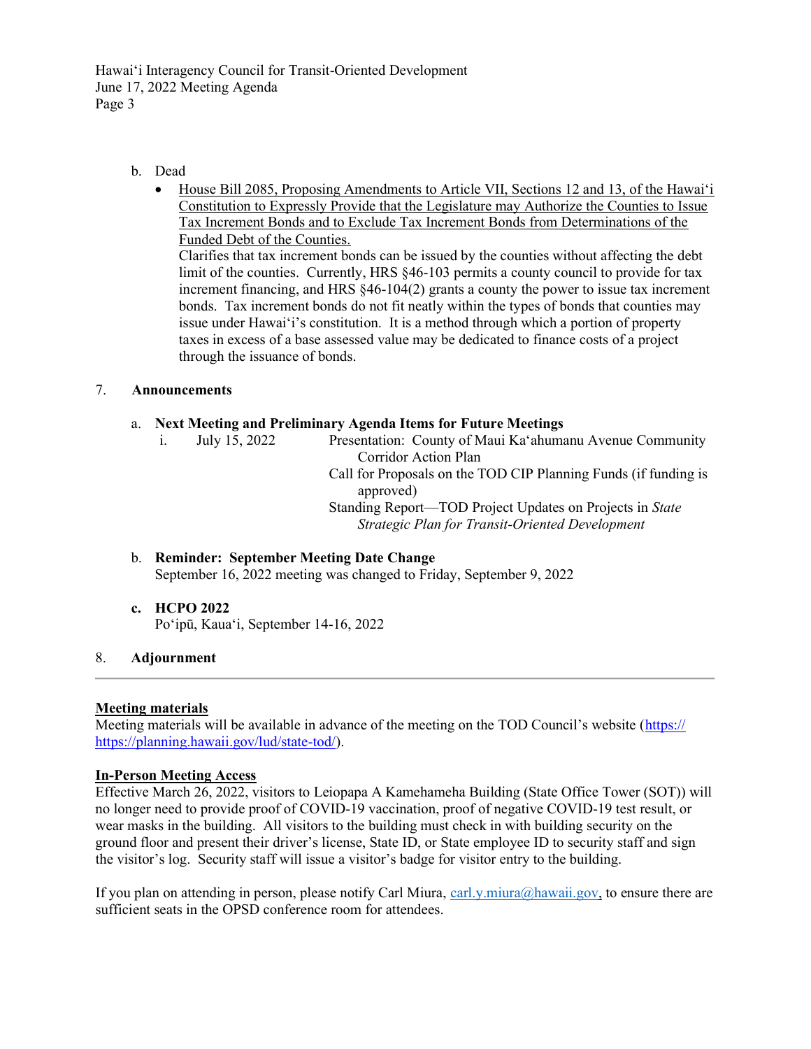b. Dead

- House Bill 2085, Proposing Amendments to Article VII, Sections 12 and 13, of the Hawaiʻi Constitution to Expressly Provide that the Legislature may Authorize the Counties to Issue Tax Increment Bonds and to Exclude Tax Increment Bonds from Determinations of the Funded Debt of the Counties.
  Clarifies that tax increment bonds can be issued by the counties without affecting the debt limit of the counties. Currently, HRS §46-103 permits a county council to provide for tax increment financing, and HRS §46-104(2) grants a county the power to issue tax increment bonds. Tax increment bonds do not fit neatly within the types of bonds that counties may issue under Hawaiʻi's constitution. It is a method through which a portion of property taxes in excess of a base assessed value may be dedicated to finance costs of a project through the issuance of bonds.

7. **Announcements**

   a. **Next Meeting and Preliminary Agenda Items for Future Meetings**

      i. July 15, 2022
         - Presentation: County of Maui Kaʻahumanu Avenue Community Corridor Action Plan
         - Call for Proposals on the TOD CIP Planning Funds (if funding is approved)
         - Standing Report—TOD Project Updates on Projects in *State Strategic Plan for Transit-Oriented Development*

   b. **Reminder: September Meeting Date Change**
      September 16, 2022 meeting was changed to Friday, September 9, 2022

   c. **HCPO 2022**
      Poʻipū, Kauaʻi, September 14-16, 2022

8. **Adjournment**

---

**Meeting materials**

Meeting materials will be available in advance of the meeting on the TOD Council's website (https:// https://planning.hawaii.gov/lud/state-tod/).

**In-Person Meeting Access**

Effective March 26, 2022, visitors to Leiopapa A Kamehameha Building (State Office Tower (SOT)) will no longer need to provide proof of COVID-19 vaccination, proof of negative COVID-19 test result, or wear masks in the building. All visitors to the building must check in with building security on the ground floor and present their driver's license, State ID, or State employee ID to security staff and sign the visitor's log. Security staff will issue a visitor's badge for visitor entry to the building.

If you plan on attending in person, please notify Carl Miura, carl.y.miura@hawaii.gov, to ensure there are sufficient seats in the OPSD conference room for attendees.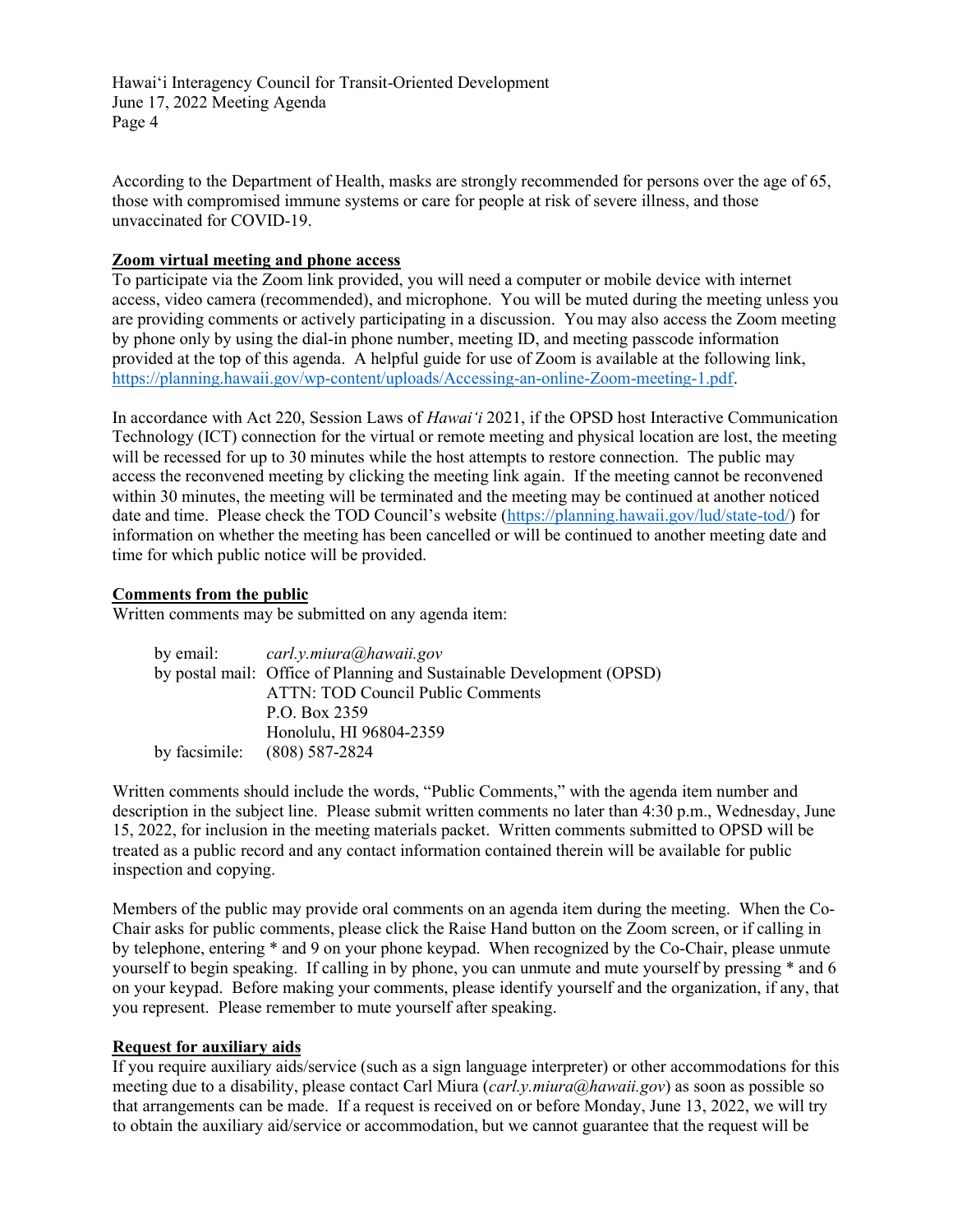According to the Department of Health, masks are strongly recommended for persons over the age of 65, those with compromised immune systems or care for people at risk of severe illness, and those unvaccinated for COVID-19.

**Zoom virtual meeting and phone access**

To participate via the Zoom link provided, you will need a computer or mobile device with internet access, video camera (recommended), and microphone. You will be muted during the meeting unless you are providing comments or actively participating in a discussion. You may also access the Zoom meeting by phone only by using the dial-in phone number, meeting ID, and meeting passcode information provided at the top of this agenda. A helpful guide for use of Zoom is available at the following link, [https://planning.hawaii.gov/wp-content/uploads/Accessing-an-online-Zoom-meeting-1.pdf](https://planning.hawaii.gov/wp-content/uploads/Accessing-an-online-Zoom-meeting-1.pdf).

In accordance with Act 220, Session Laws of *Hawai'i* 2021, if the OPSD host Interactive Communication Technology (ICT) connection for the virtual or remote meeting and physical location are lost, the meeting will be recessed for up to 30 minutes while the host attempts to restore connection. The public may access the reconvened meeting by clicking the meeting link again. If the meeting cannot be reconvened within 30 minutes, the meeting will be terminated and the meeting may be continued at another noticed date and time. Please check the TOD Council's website ([https://planning.hawaii.gov/lud/state-tod/](https://planning.hawaii.gov/lud/state-tod/)) for information on whether the meeting has been cancelled or will be continued to another meeting date and time for which public notice will be provided.

**Comments from the public**

Written comments may be submitted on any agenda item:

by email: *carl.y.miura@hawaii.gov*
by postal mail: Office of Planning and Sustainable Development (OPSD)
ATTN: TOD Council Public Comments
P.O. Box 2359
Honolulu, HI 96804-2359
by facsimile: (808) 587-2824

Written comments should include the words, "Public Comments," with the agenda item number and description in the subject line. Please submit written comments no later than 4:30 p.m., Wednesday, June 15, 2022, for inclusion in the meeting materials packet. Written comments submitted to OPSD will be treated as a public record and any contact information contained therein will be available for public inspection and copying.

Members of the public may provide oral comments on an agenda item during the meeting. When the Co-Chair asks for public comments, please click the Raise Hand button on the Zoom screen, or if calling in by telephone, entering * and 9 on your phone keypad. When recognized by the Co-Chair, please unmute yourself to begin speaking. If calling in by phone, you can unmute and mute yourself by pressing * and 6 on your keypad. Before making your comments, please identify yourself and the organization, if any, that you represent. Please remember to mute yourself after speaking.

**Request for auxiliary aids**

If you require auxiliary aids/service (such as a sign language interpreter) or other accommodations for this meeting due to a disability, please contact Carl Miura (*carl.y.miura@hawaii.gov*) as soon as possible so that arrangements can be made. If a request is received on or before Monday, June 13, 2022, we will try to obtain the auxiliary aid/service or accommodation, but we cannot guarantee that the request will be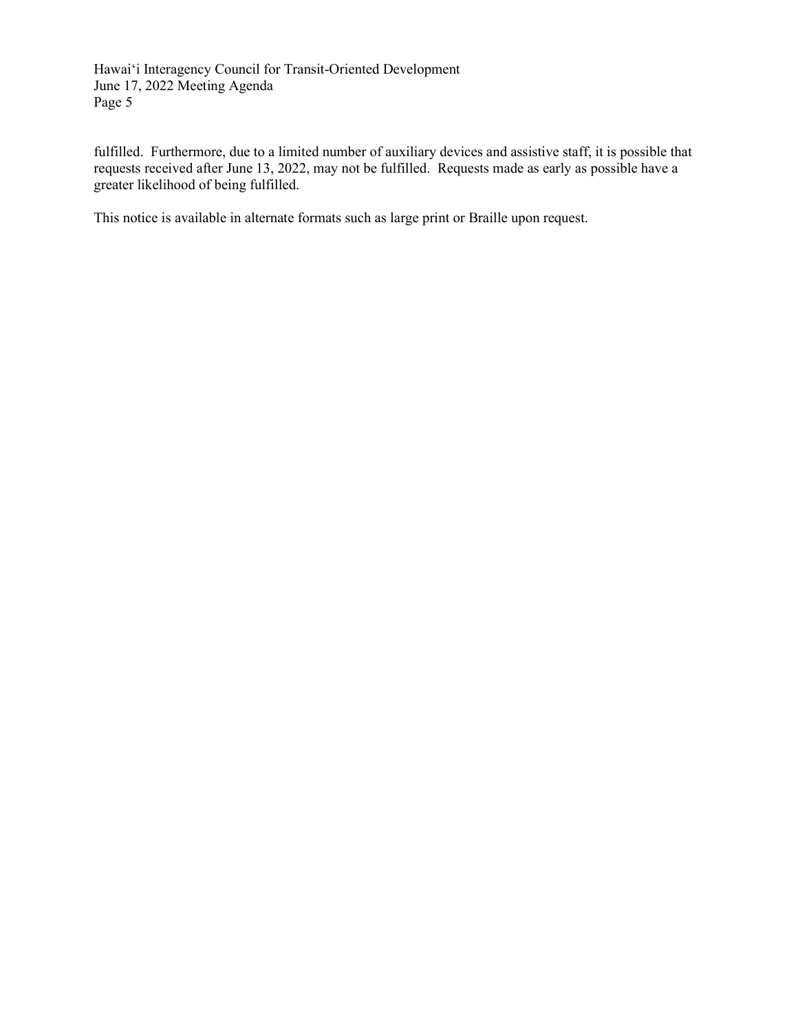fulfilled. Furthermore, due to a limited number of auxiliary devices and assistive staff, it is possible that requests received after June 13, 2022, may not be fulfilled. Requests made as early as possible have a greater likelihood of being fulfilled.

This notice is available in alternate formats such as large print or Braille upon request.